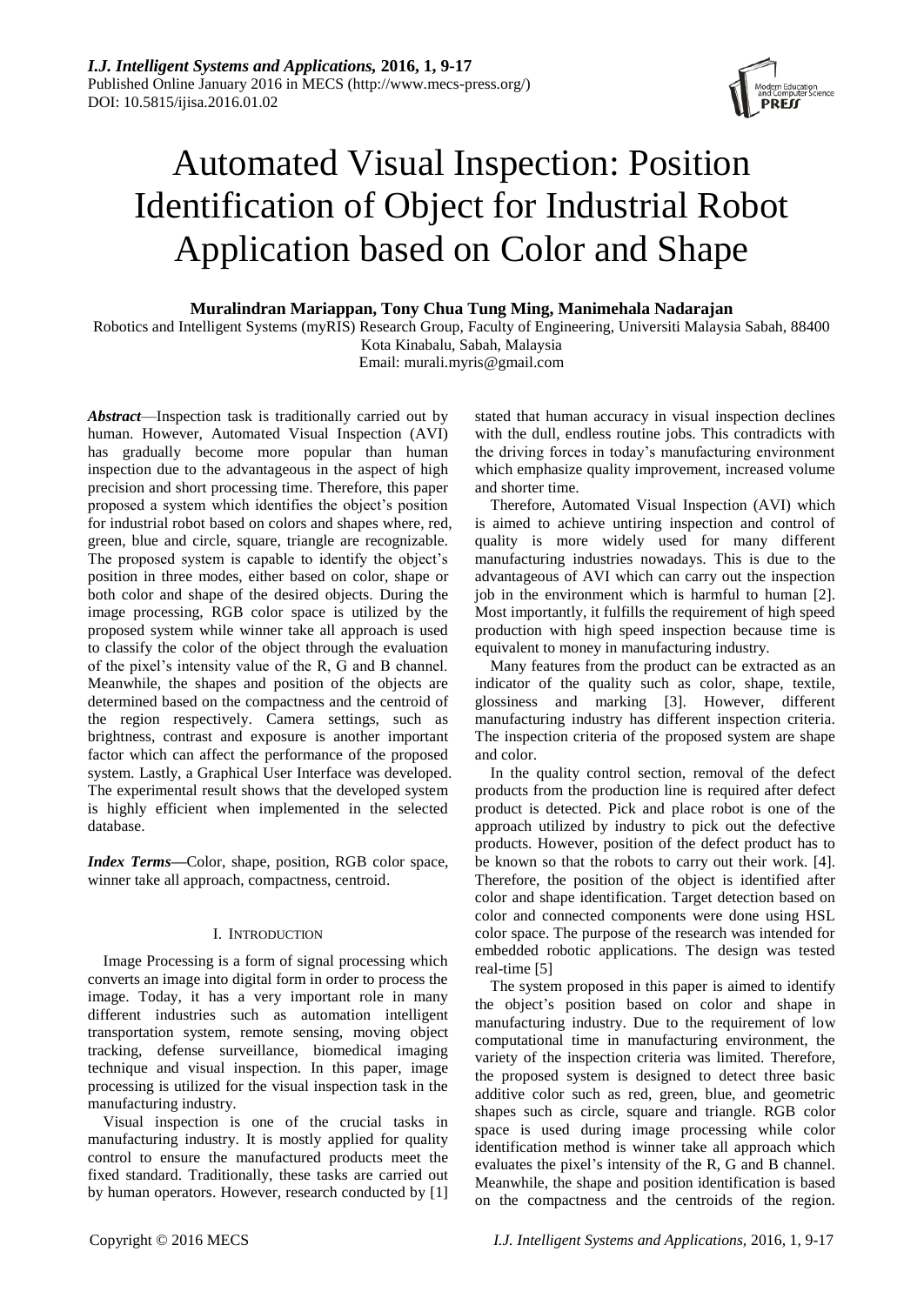# Automated Visual Inspection: Position Identification of Object for Industrial Robot Application based on Color and Shape

**Muralindran Mariappan, Tony Chua Tung Ming, Manimehala Nadarajan**

Robotics and Intelligent Systems (myRIS) Research Group, Faculty of Engineering, Universiti Malaysia Sabah, 88400 Kota Kinabalu, Sabah, Malaysia

Email: murali.myris@gmail.com

***Abstract***—Inspection task is traditionally carried out by human. However, Automated Visual Inspection (AVI) has gradually become more popular than human inspection due to the advantageous in the aspect of high precision and short processing time. Therefore, this paper proposed a system which identifies the object's position for industrial robot based on colors and shapes where, red, green, blue and circle, square, triangle are recognizable. The proposed system is capable to identify the object's position in three modes, either based on color, shape or both color and shape of the desired objects. During the image processing, RGB color space is utilized by the proposed system while winner take all approach is used to classify the color of the object through the evaluation of the pixel's intensity value of the R, G and B channel. Meanwhile, the shapes and position of the objects are determined based on the compactness and the centroid of the region respectively. Camera settings, such as brightness, contrast and exposure is another important factor which can affect the performance of the proposed system. Lastly, a Graphical User Interface was developed. The experimental result shows that the developed system is highly efficient when implemented in the selected database.

***Index Terms*—**Color, shape, position, RGB color space, winner take all approach, compactness, centroid.

## I. INTRODUCTION

Image Processing is a form of signal processing which converts an image into digital form in order to process the image. Today, it has a very important role in many different industries such as automation intelligent transportation system, remote sensing, moving object tracking, defense surveillance, biomedical imaging technique and visual inspection. In this paper, image processing is utilized for the visual inspection task in the manufacturing industry.

Visual inspection is one of the crucial tasks in manufacturing industry. It is mostly applied for quality control to ensure the manufactured products meet the fixed standard. Traditionally, these tasks are carried out by human operators. However, research conducted by [1] stated that human accuracy in visual inspection declines with the dull, endless routine jobs. This contradicts with the driving forces in today's manufacturing environment which emphasize quality improvement, increased volume and shorter time.

Therefore, Automated Visual Inspection (AVI) which is aimed to achieve untiring inspection and control of quality is more widely used for many different manufacturing industries nowadays. This is due to the advantageous of AVI which can carry out the inspection job in the environment which is harmful to human [2]. Most importantly, it fulfills the requirement of high speed production with high speed inspection because time is equivalent to money in manufacturing industry.

Many features from the product can be extracted as an indicator of the quality such as color, shape, textile, glossiness and marking [3]. However, different manufacturing industry has different inspection criteria. The inspection criteria of the proposed system are shape and color.

In the quality control section, removal of the defect products from the production line is required after defect product is detected. Pick and place robot is one of the approach utilized by industry to pick out the defective products. However, position of the defect product has to be known so that the robots to carry out their work. [4]. Therefore, the position of the object is identified after color and shape identification. Target detection based on color and connected components were done using HSL color space. The purpose of the research was intended for embedded robotic applications. The design was tested real-time [5]

The system proposed in this paper is aimed to identify the object's position based on color and shape in manufacturing industry. Due to the requirement of low computational time in manufacturing environment, the variety of the inspection criteria was limited. Therefore, the proposed system is designed to detect three basic additive color such as red, green, blue, and geometric shapes such as circle, square and triangle. RGB color space is used during image processing while color identification method is winner take all approach which evaluates the pixel's intensity of the R, G and B channel. Meanwhile, the shape and position identification is based on the compactness and the centroids of the region.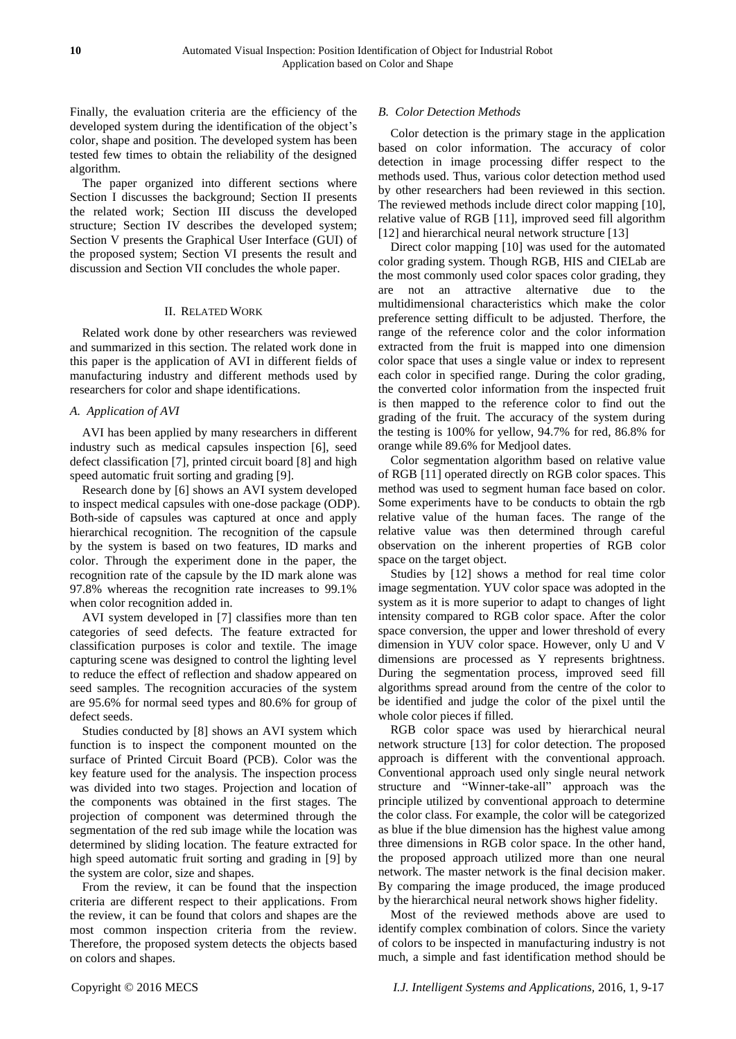Finally, the evaluation criteria are the efficiency of the developed system during the identification of the object's color, shape and position. The developed system has been tested few times to obtain the reliability of the designed algorithm.

The paper organized into different sections where Section I discusses the background; Section II presents the related work; Section III discuss the developed structure; Section IV describes the developed system; Section V presents the Graphical User Interface (GUI) of the proposed system; Section VI presents the result and discussion and Section VII concludes the whole paper.

## II. Related Work

Related work done by other researchers was reviewed and summarized in this section. The related work done in this paper is the application of AVI in different fields of manufacturing industry and different methods used by researchers for color and shape identifications.

### *A. Application of AVI*

AVI has been applied by many researchers in different industry such as medical capsules inspection [6], seed defect classification [7], printed circuit board [8] and high speed automatic fruit sorting and grading [9].

Research done by [6] shows an AVI system developed to inspect medical capsules with one-dose package (ODP). Both-side of capsules was captured at once and apply hierarchical recognition. The recognition of the capsule by the system is based on two features, ID marks and color. Through the experiment done in the paper, the recognition rate of the capsule by the ID mark alone was 97.8% whereas the recognition rate increases to 99.1% when color recognition added in.

AVI system developed in [7] classifies more than ten categories of seed defects. The feature extracted for classification purposes is color and textile. The image capturing scene was designed to control the lighting level to reduce the effect of reflection and shadow appeared on seed samples. The recognition accuracies of the system are 95.6% for normal seed types and 80.6% for group of defect seeds.

Studies conducted by [8] shows an AVI system which function is to inspect the component mounted on the surface of Printed Circuit Board (PCB). Color was the key feature used for the analysis. The inspection process was divided into two stages. Projection and location of the components was obtained in the first stages. The projection of component was determined through the segmentation of the red sub image while the location was determined by sliding location. The feature extracted for high speed automatic fruit sorting and grading in [9] by the system are color, size and shapes.

From the review, it can be found that the inspection criteria are different respect to their applications. From the review, it can be found that colors and shapes are the most common inspection criteria from the review. Therefore, the proposed system detects the objects based on colors and shapes.

### *B. Color Detection Methods*

Color detection is the primary stage in the application based on color information. The accuracy of color detection in image processing differ respect to the methods used. Thus, various color detection method used by other researchers had been reviewed in this section. The reviewed methods include direct color mapping [10], relative value of RGB [11], improved seed fill algorithm [12] and hierarchical neural network structure [13]

Direct color mapping [10] was used for the automated color grading system. Though RGB, HIS and CIELab are the most commonly used color spaces color grading, they are not an attractive alternative due to the multidimensional characteristics which make the color preference setting difficult to be adjusted. Therfore, the range of the reference color and the color information extracted from the fruit is mapped into one dimension color space that uses a single value or index to represent each color in specified range. During the color grading, the converted color information from the inspected fruit is then mapped to the reference color to find out the grading of the fruit. The accuracy of the system during the testing is 100% for yellow, 94.7% for red, 86.8% for orange while 89.6% for Medjool dates.

Color segmentation algorithm based on relative value of RGB [11] operated directly on RGB color spaces. This method was used to segment human face based on color. Some experiments have to be conducts to obtain the rgb relative value of the human faces. The range of the relative value was then determined through careful observation on the inherent properties of RGB color space on the target object.

Studies by [12] shows a method for real time color image segmentation. YUV color space was adopted in the system as it is more superior to adapt to changes of light intensity compared to RGB color space. After the color space conversion, the upper and lower threshold of every dimension in YUV color space. However, only U and V dimensions are processed as Y represents brightness. During the segmentation process, improved seed fill algorithms spread around from the centre of the color to be identified and judge the color of the pixel until the whole color pieces if filled.

RGB color space was used by hierarchical neural network structure [13] for color detection. The proposed approach is different with the conventional approach. Conventional approach used only single neural network structure and "Winner-take-all" approach was the principle utilized by conventional approach to determine the color class. For example, the color will be categorized as blue if the blue dimension has the highest value among three dimensions in RGB color space. In the other hand, the proposed approach utilized more than one neural network. The master network is the final decision maker. By comparing the image produced, the image produced by the hierarchical neural network shows higher fidelity.

Most of the reviewed methods above are used to identify complex combination of colors. Since the variety of colors to be inspected in manufacturing industry is not much, a simple and fast identification method should be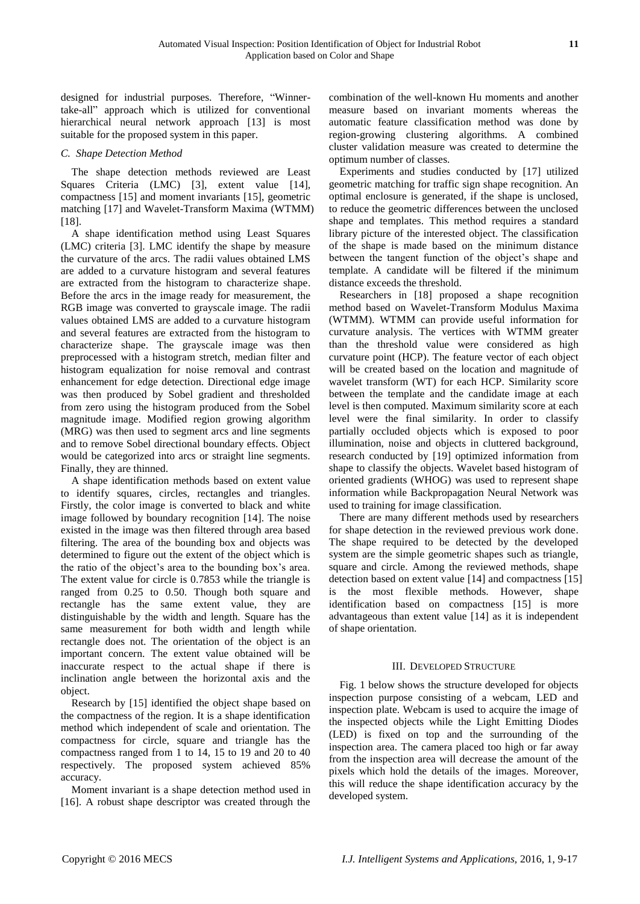designed for industrial purposes. Therefore, "Winner-take-all" approach which is utilized for conventional hierarchical neural network approach [13] is most suitable for the proposed system in this paper.

### *C. Shape Detection Method*

The shape detection methods reviewed are Least Squares Criteria (LMC) [3], extent value [14], compactness [15] and moment invariants [15], geometric matching [17] and Wavelet-Transform Maxima (WTMM) [18].

A shape identification method using Least Squares (LMC) criteria [3]. LMC identify the shape by measure the curvature of the arcs. The radii values obtained LMS are added to a curvature histogram and several features are extracted from the histogram to characterize shape. Before the arcs in the image ready for measurement, the RGB image was converted to grayscale image. The radii values obtained LMS are added to a curvature histogram and several features are extracted from the histogram to characterize shape. The grayscale image was then preprocessed with a histogram stretch, median filter and histogram equalization for noise removal and contrast enhancement for edge detection. Directional edge image was then produced by Sobel gradient and thresholded from zero using the histogram produced from the Sobel magnitude image. Modified region growing algorithm (MRG) was then used to segment arcs and line segments and to remove Sobel directional boundary effects. Object would be categorized into arcs or straight line segments. Finally, they are thinned.

A shape identification methods based on extent value to identify squares, circles, rectangles and triangles. Firstly, the color image is converted to black and white image followed by boundary recognition [14]. The noise existed in the image was then filtered through area based filtering. The area of the bounding box and objects was determined to figure out the extent of the object which is the ratio of the object's area to the bounding box's area. The extent value for circle is 0.7853 while the triangle is ranged from 0.25 to 0.50. Though both square and rectangle has the same extent value, they are distinguishable by the width and length. Square has the same measurement for both width and length while rectangle does not. The orientation of the object is an important concern. The extent value obtained will be inaccurate respect to the actual shape if there is inclination angle between the horizontal axis and the object.

Research by [15] identified the object shape based on the compactness of the region. It is a shape identification method which independent of scale and orientation. The compactness for circle, square and triangle has the compactness ranged from 1 to 14, 15 to 19 and 20 to 40 respectively. The proposed system achieved 85% accuracy.

Moment invariant is a shape detection method used in [16]. A robust shape descriptor was created through the combination of the well-known Hu moments and another measure based on invariant moments whereas the automatic feature classification method was done by region-growing clustering algorithms. A combined cluster validation measure was created to determine the optimum number of classes.

Experiments and studies conducted by [17] utilized geometric matching for traffic sign shape recognition. An optimal enclosure is generated, if the shape is unclosed, to reduce the geometric differences between the unclosed shape and templates. This method requires a standard library picture of the interested object. The classification of the shape is made based on the minimum distance between the tangent function of the object's shape and template. A candidate will be filtered if the minimum distance exceeds the threshold.

Researchers in [18] proposed a shape recognition method based on Wavelet-Transform Modulus Maxima (WTMM). WTMM can provide useful information for curvature analysis. The vertices with WTMM greater than the threshold value were considered as high curvature point (HCP). The feature vector of each object will be created based on the location and magnitude of wavelet transform (WT) for each HCP. Similarity score between the template and the candidate image at each level is then computed. Maximum similarity score at each level were the final similarity. In order to classify partially occluded objects which is exposed to poor illumination, noise and objects in cluttered background, research conducted by [19] optimized information from shape to classify the objects. Wavelet based histogram of oriented gradients (WHOG) was used to represent shape information while Backpropagation Neural Network was used to training for image classification.

There are many different methods used by researchers for shape detection in the reviewed previous work done. The shape required to be detected by the developed system are the simple geometric shapes such as triangle, square and circle. Among the reviewed methods, shape detection based on extent value [14] and compactness [15] is the most flexible methods. However, shape identification based on compactness [15] is more advantageous than extent value [14] as it is independent of shape orientation.

## III. Developed Structure

Fig. 1 below shows the structure developed for objects inspection purpose consisting of a webcam, LED and inspection plate. Webcam is used to acquire the image of the inspected objects while the Light Emitting Diodes (LED) is fixed on top and the surrounding of the inspection area. The camera placed too high or far away from the inspection area will decrease the amount of the pixels which hold the details of the images. Moreover, this will reduce the shape identification accuracy by the developed system.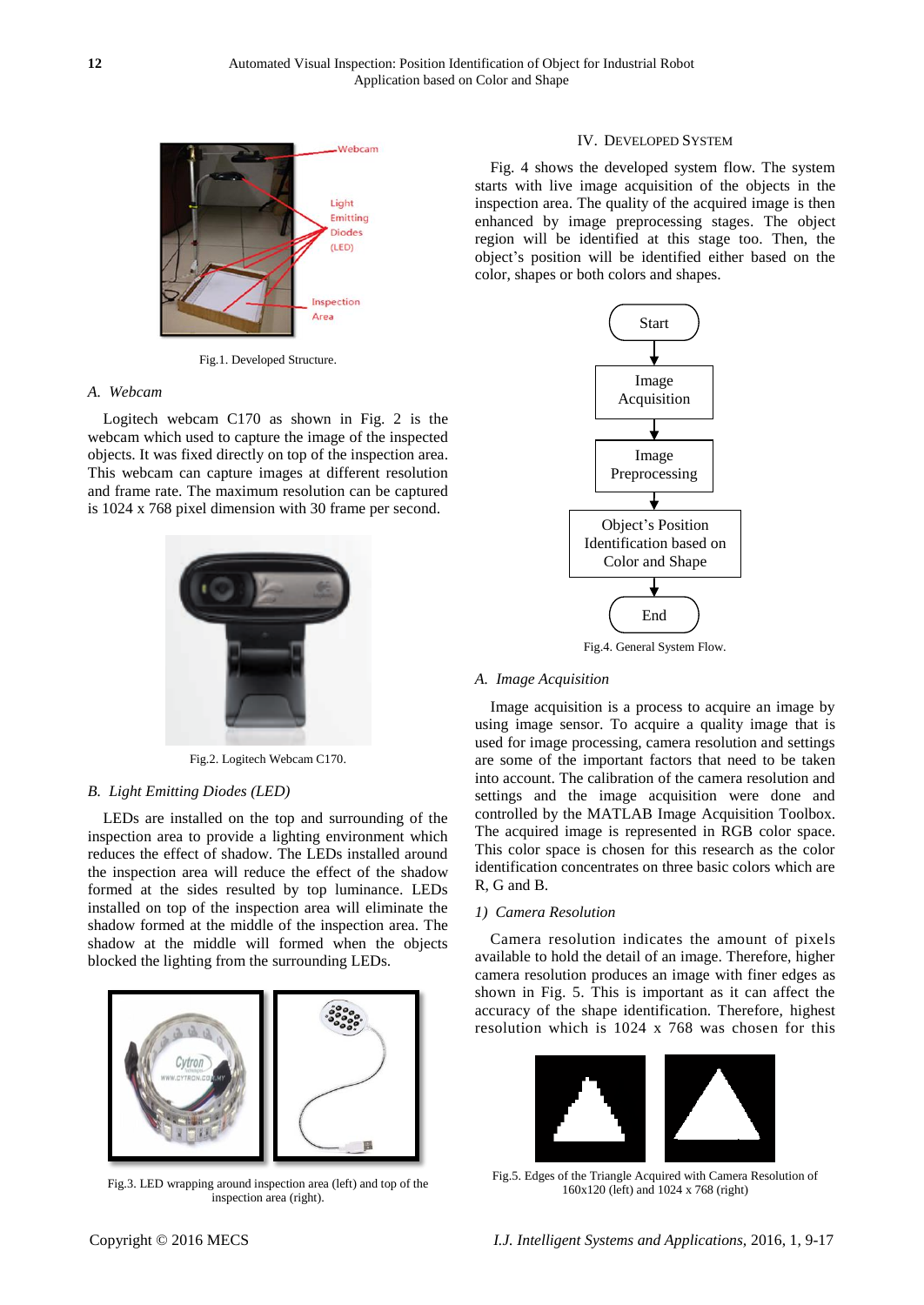Fig.1. Developed Structure.

### A. Webcam

Logitech webcam C170 as shown in Fig. 2 is the webcam which used to capture the image of the inspected objects. It was fixed directly on top of the inspection area. This webcam can capture images at different resolution and frame rate. The maximum resolution can be captured is 1024 x 768 pixel dimension with 30 frame per second.

Fig.2. Logitech Webcam C170.

### B. Light Emitting Diodes (LED)

LEDs are installed on the top and surrounding of the inspection area to provide a lighting environment which reduces the effect of shadow. The LEDs installed around the inspection area will reduce the effect of the shadow formed at the sides resulted by top luminance. LEDs installed on top of the inspection area will eliminate the shadow formed at the middle of the inspection area. The shadow at the middle will formed when the objects blocked the lighting from the surrounding LEDs.

Fig.3. LED wrapping around inspection area (left) and top of the inspection area (right).

## IV. Developed System

Fig. 4 shows the developed system flow. The system starts with live image acquisition of the objects in the inspection area. The quality of the acquired image is then enhanced by image preprocessing stages. The object region will be identified at this stage too. Then, the object's position will be identified either based on the color, shapes or both colors and shapes.

Start → Image Acquisition → Image Preprocessing → Object's Position Identification based on Color and Shape → End

Fig.4. General System Flow.

### A. Image Acquisition

Image acquisition is a process to acquire an image by using image sensor. To acquire a quality image that is used for image processing, camera resolution and settings are some of the important factors that need to be taken into account. The calibration of the camera resolution and settings and the image acquisition were done and controlled by the MATLAB Image Acquisition Toolbox. The acquired image is represented in RGB color space. This color space is chosen for this research as the color identification concentrates on three basic colors which are R, G and B.

#### 1) Camera Resolution

Camera resolution indicates the amount of pixels available to hold the detail of an image. Therefore, higher camera resolution produces an image with finer edges as shown in Fig. 5. This is important as it can affect the accuracy of the shape identification. Therefore, highest resolution which is 1024 x 768 was chosen for this

Fig.5. Edges of the Triangle Acquired with Camera Resolution of 160x120 (left) and 1024 x 768 (right)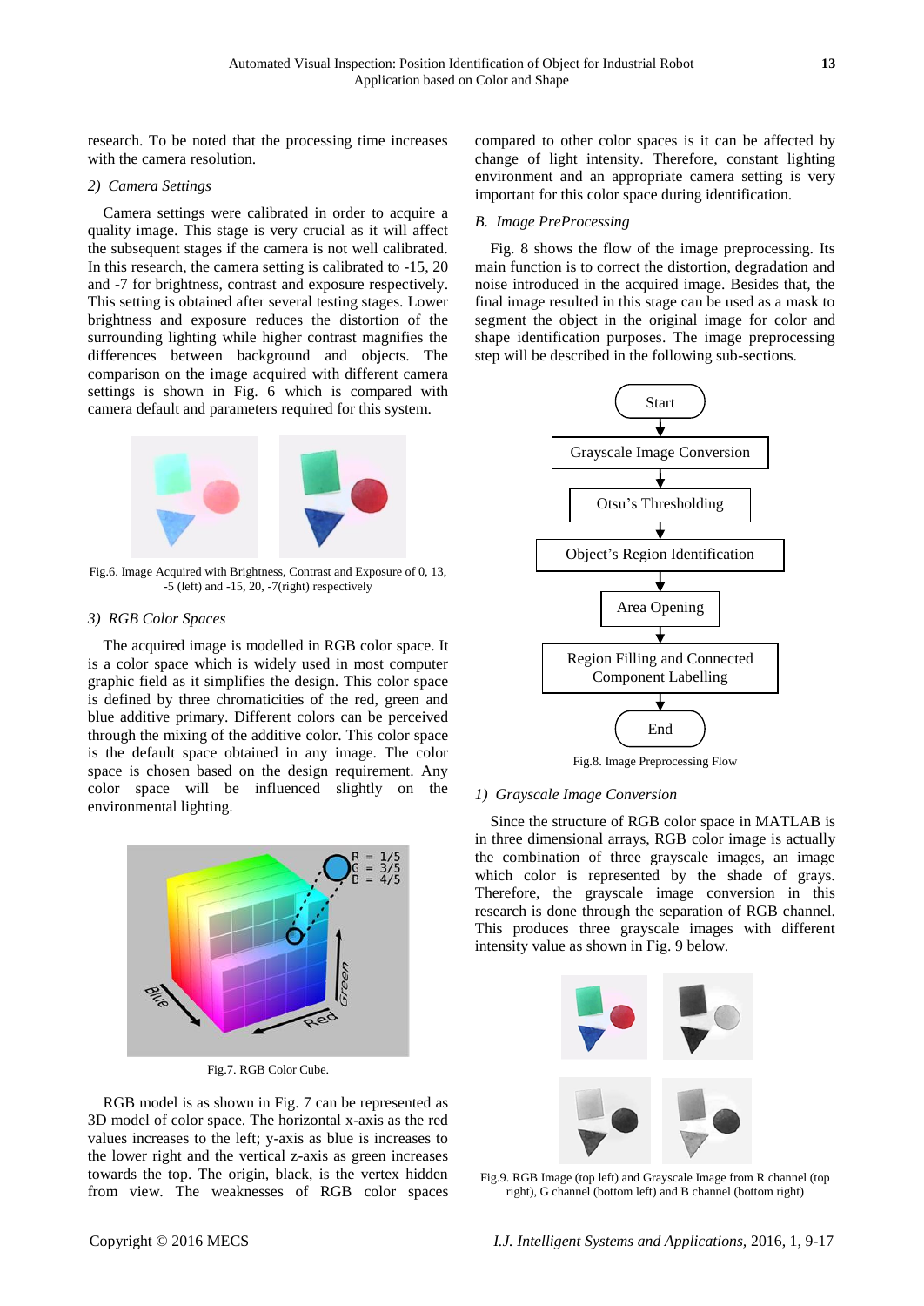research. To be noted that the processing time increases with the camera resolution.

#### 2) *Camera Settings*

Camera settings were calibrated in order to acquire a quality image. This stage is very crucial as it will affect the subsequent stages if the camera is not well calibrated. In this research, the camera setting is calibrated to -15, 20 and -7 for brightness, contrast and exposure respectively. This setting is obtained after several testing stages. Lower brightness and exposure reduces the distortion of the surrounding lighting while higher contrast magnifies the differences between background and objects. The comparison on the image acquired with different camera settings is shown in Fig. 6 which is compared with camera default and parameters required for this system.

Fig.6. Image Acquired with Brightness, Contrast and Exposure of 0, 13, -5 (left) and -15, 20, -7(right) respectively

#### 3) *RGB Color Spaces*

The acquired image is modelled in RGB color space. It is a color space which is widely used in most computer graphic field as it simplifies the design. This color space is defined by three chromaticities of the red, green and blue additive primary. Different colors can be perceived through the mixing of the additive color. This color space is the default space obtained in any image. The color space is chosen based on the design requirement. Any color space will be influenced slightly on the environmental lighting.

Fig.7. RGB Color Cube.

RGB model is as shown in Fig. 7 can be represented as 3D model of color space. The horizontal x-axis as the red values increases to the left; y-axis as blue is increases to the lower right and the vertical z-axis as green increases towards the top. The origin, black, is the vertex hidden from view. The weaknesses of RGB color spaces compared to other color spaces is it can be affected by change of light intensity. Therefore, constant lighting environment and an appropriate camera setting is very important for this color space during identification.

### B. *Image PreProcessing*

Fig. 8 shows the flow of the image preprocessing. Its main function is to correct the distortion, degradation and noise introduced in the acquired image. Besides that, the final image resulted in this stage can be used as a mask to segment the object in the original image for color and shape identification purposes. The image preprocessing step will be described in the following sub-sections.

Start → Grayscale Image Conversion → Otsu's Thresholding → Object's Region Identification → Area Opening → Region Filling and Connected Component Labelling → End

Fig.8. Image Preprocessing Flow

#### 1) *Grayscale Image Conversion*

Since the structure of RGB color space in MATLAB is in three dimensional arrays, RGB color image is actually the combination of three grayscale images, an image which color is represented by the shade of grays. Therefore, the grayscale image conversion in this research is done through the separation of RGB channel. This produces three grayscale images with different intensity value as shown in Fig. 9 below.

Fig.9. RGB Image (top left) and Grayscale Image from R channel (top right), G channel (bottom left) and B channel (bottom right)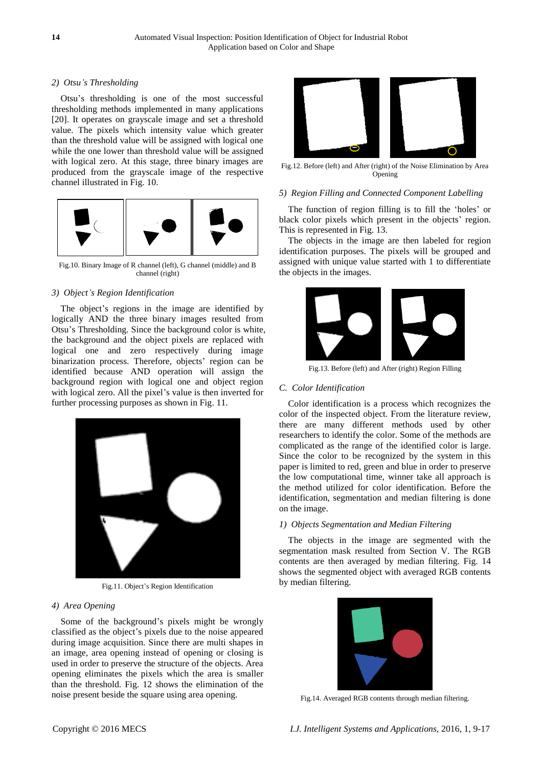### 2) *Otsu's Thresholding*

Otsu's thresholding is one of the most successful thresholding methods implemented in many applications [20]. It operates on grayscale image and set a threshold value. The pixels which intensity value which greater than the threshold value will be assigned with logical one while the one lower than threshold value will be assigned with logical zero. At this stage, three binary images are produced from the grayscale image of the respective channel illustrated in Fig. 10.

Fig.10. Binary Image of R channel (left), G channel (middle) and B channel (right)

### 3) *Object's Region Identification*

The object's regions in the image are identified by logically AND the three binary images resulted from Otsu's Thresholding. Since the background color is white, the background and the object pixels are replaced with logical one and zero respectively during image binarization process. Therefore, objects' region can be identified because AND operation will assign the background region with logical one and object region with logical zero. All the pixel's value is then inverted for further processing purposes as shown in Fig. 11.

Fig.11. Object's Region Identification

### 4) *Area Opening*

Some of the background's pixels might be wrongly classified as the object's pixels due to the noise appeared during image acquisition. Since there are multi shapes in an image, area opening instead of opening or closing is used in order to preserve the structure of the objects. Area opening eliminates the pixels which the area is smaller than the threshold. Fig. 12 shows the elimination of the noise present beside the square using area opening.

Fig.12. Before (left) and After (right) of the Noise Elimination by Area Opening

### 5) *Region Filling and Connected Component Labelling*

The function of region filling is to fill the 'holes' or black color pixels which present in the objects' region. This is represented in Fig. 13.

The objects in the image are then labeled for region identification purposes. The pixels will be grouped and assigned with unique value started with 1 to differentiate the objects in the images.

Fig.13. Before (left) and After (right) Region Filling

## C. *Color Identification*

Color identification is a process which recognizes the color of the inspected object. From the literature review, there are many different methods used by other researchers to identify the color. Some of the methods are complicated as the range of the identified color is large. Since the color to be recognized by the system in this paper is limited to red, green and blue in order to preserve the low computational time, winner take all approach is the method utilized for color identification. Before the identification, segmentation and median filtering is done on the image.

### 1) *Objects Segmentation and Median Filtering*

The objects in the image are segmented with the segmentation mask resulted from Section V. The RGB contents are then averaged by median filtering. Fig. 14 shows the segmented object with averaged RGB contents by median filtering.

Fig.14. Averaged RGB contents through median filtering.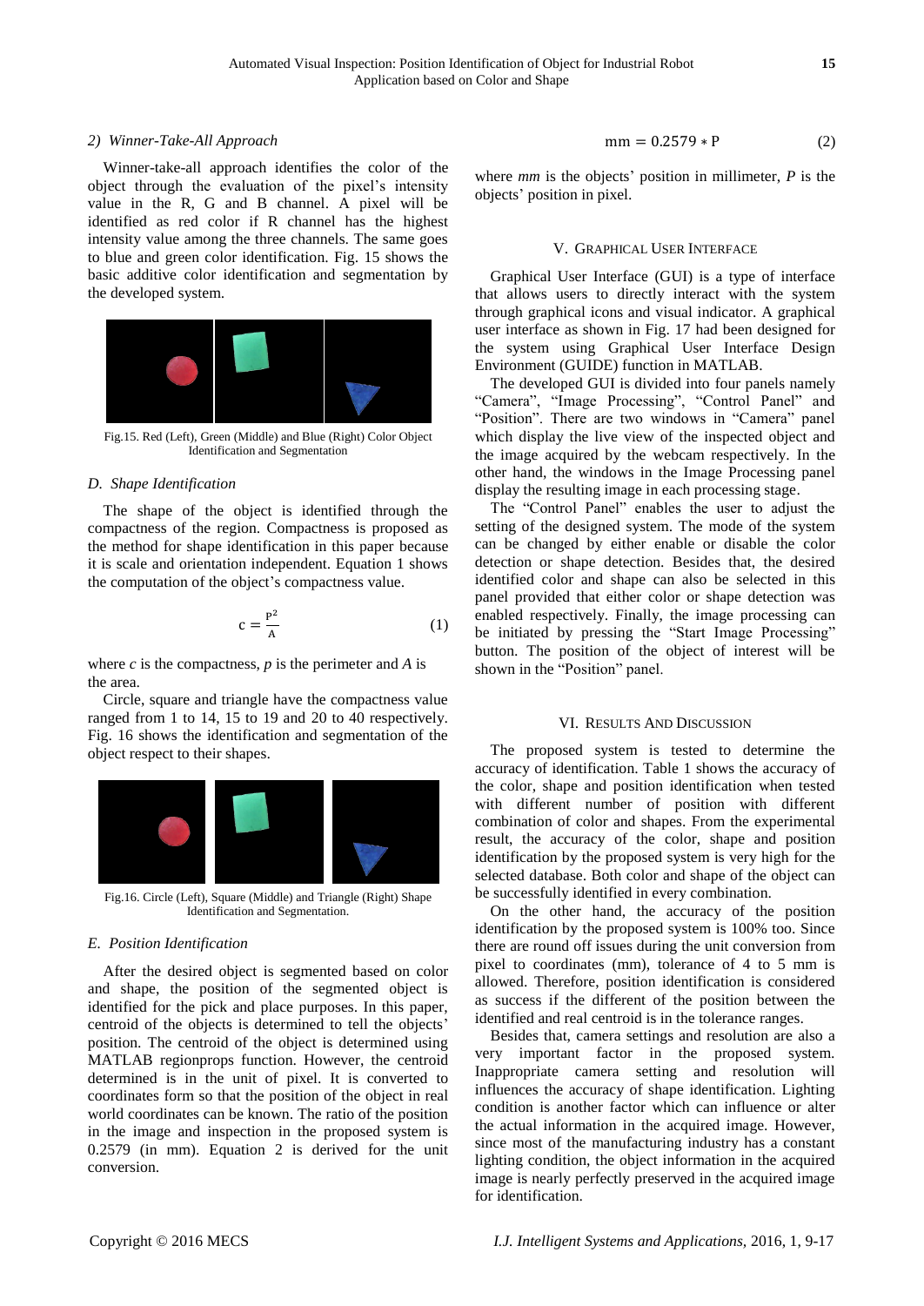### 2) *Winner-Take-All Approach*

Winner-take-all approach identifies the color of the object through the evaluation of the pixel's intensity value in the R, G and B channel. A pixel will be identified as red color if R channel has the highest intensity value among the three channels. The same goes to blue and green color identification. Fig. 15 shows the basic additive color identification and segmentation by the developed system.

Fig.15. Red (Left), Green (Middle) and Blue (Right) Color Object Identification and Segmentation

## *D. Shape Identification*

The shape of the object is identified through the compactness of the region. Compactness is proposed as the method for shape identification in this paper because it is scale and orientation independent. Equation 1 shows the computation of the object's compactness value.

$$c = \frac{P^2}{A} \tag{1}$$

where *c* is the compactness, *p* is the perimeter and *A* is the area.

Circle, square and triangle have the compactness value ranged from 1 to 14, 15 to 19 and 20 to 40 respectively. Fig. 16 shows the identification and segmentation of the object respect to their shapes.

Fig.16. Circle (Left), Square (Middle) and Triangle (Right) Shape Identification and Segmentation.

## *E. Position Identification*

After the desired object is segmented based on color and shape, the position of the segmented object is identified for the pick and place purposes. In this paper, centroid of the objects is determined to tell the objects' position. The centroid of the object is determined using MATLAB regionprops function. However, the centroid determined is in the unit of pixel. It is converted to coordinates form so that the position of the object in real world coordinates can be known. The ratio of the position in the image and inspection in the proposed system is 0.2579 (in mm). Equation 2 is derived for the unit conversion.

$$\text{mm} = 0.2579 * \text{P} \tag{2}$$

where *mm* is the objects' position in millimeter, *P* is the objects' position in pixel.

# V. Graphical User Interface

Graphical User Interface (GUI) is a type of interface that allows users to directly interact with the system through graphical icons and visual indicator. A graphical user interface as shown in Fig. 17 had been designed for the system using Graphical User Interface Design Environment (GUIDE) function in MATLAB.

The developed GUI is divided into four panels namely "Camera", "Image Processing", "Control Panel" and "Position". There are two windows in "Camera" panel which display the live view of the inspected object and the image acquired by the webcam respectively. In the other hand, the windows in the Image Processing panel display the resulting image in each processing stage.

The "Control Panel" enables the user to adjust the setting of the designed system. The mode of the system can be changed by either enable or disable the color detection or shape detection. Besides that, the desired identified color and shape can also be selected in this panel provided that either color or shape detection was enabled respectively. Finally, the image processing can be initiated by pressing the "Start Image Processing" button. The position of the object of interest will be shown in the "Position" panel.

# VI. Results And Discussion

The proposed system is tested to determine the accuracy of identification. Table 1 shows the accuracy of the color, shape and position identification when tested with different number of position with different combination of color and shapes. From the experimental result, the accuracy of the color, shape and position identification by the proposed system is very high for the selected database. Both color and shape of the object can be successfully identified in every combination.

On the other hand, the accuracy of the position identification by the proposed system is 100% too. Since there are round off issues during the unit conversion from pixel to coordinates (mm), tolerance of 4 to 5 mm is allowed. Therefore, position identification is considered as success if the different of the position between the identified and real centroid is in the tolerance ranges.

Besides that, camera settings and resolution are also a very important factor in the proposed system. Inappropriate camera setting and resolution will influences the accuracy of shape identification. Lighting condition is another factor which can influence or alter the actual information in the acquired image. However, since most of the manufacturing industry has a constant lighting condition, the object information in the acquired image is nearly perfectly preserved in the acquired image for identification.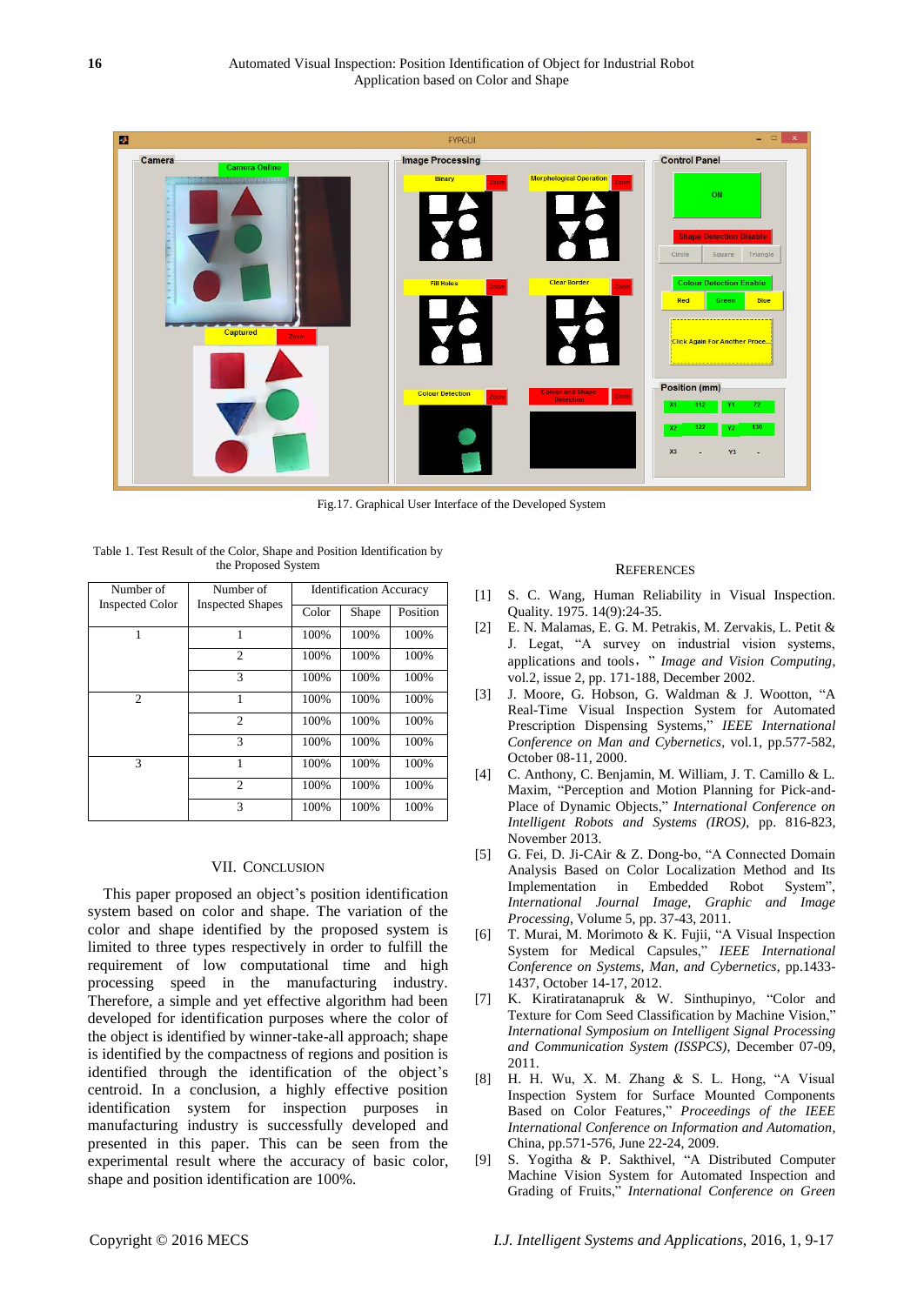Fig.17. Graphical User Interface of the Developed System

Table 1. Test Result of the Color, Shape and Position Identification by the Proposed System

| Number of Inspected Color | Number of Inspected Shapes | Identification Accuracy | | |
|---|---|---|---|---|
| | | Color | Shape | Position |
| 1 | 1 | 100% | 100% | 100% |
| | 2 | 100% | 100% | 100% |
| | 3 | 100% | 100% | 100% |
| 2 | 1 | 100% | 100% | 100% |
| | 2 | 100% | 100% | 100% |
| | 3 | 100% | 100% | 100% |
| 3 | 1 | 100% | 100% | 100% |
| | 2 | 100% | 100% | 100% |
| | 3 | 100% | 100% | 100% |

## VII. Conclusion

This paper proposed an object's position identification system based on color and shape. The variation of the color and shape identified by the proposed system is limited to three types respectively in order to fulfill the requirement of low computational time and high processing speed in the manufacturing industry. Therefore, a simple and yet effective algorithm had been developed for identification purposes where the color of the object is identified by winner-take-all approach; shape is identified by the compactness of regions and position is identified through the identification of the object's centroid. In a conclusion, a highly effective position identification system for inspection purposes in manufacturing industry is successfully developed and presented in this paper. This can be seen from the experimental result where the accuracy of basic color, shape and position identification are 100%.

## References

[1] S. C. Wang, Human Reliability in Visual Inspection. Quality. 1975. 14(9):24-35.

[2] E. N. Malamas, E. G. M. Petrakis, M. Zervakis, L. Petit & J. Legat, "A survey on industrial vision systems, applications and tools," *Image and Vision Computing*, vol.2, issue 2, pp. 171-188, December 2002.

[3] J. Moore, G. Hobson, G. Waldman & J. Wootton, "A Real-Time Visual Inspection System for Automated Prescription Dispensing Systems," *IEEE International Conference on Man and Cybernetics*, vol.1, pp.577-582, October 08-11, 2000.

[4] C. Anthony, C. Benjamin, M. William, J. T. Camillo & L. Maxim, "Perception and Motion Planning for Pick-and-Place of Dynamic Objects," *International Conference on Intelligent Robots and Systems (IROS)*, pp. 816-823, November 2013.

[5] G. Fei, D. Ji-CAir & Z. Dong-bo, "A Connected Domain Analysis Based on Color Localization Method and Its Implementation in Embedded Robot System", *International Journal Image, Graphic and Image Processing*, Volume 5, pp. 37-43, 2011.

[6] T. Murai, M. Morimoto & K. Fujii, "A Visual Inspection System for Medical Capsules," *IEEE International Conference on Systems, Man, and Cybernetics*, pp.1433-1437, October 14-17, 2012.

[7] K. Kiratiratanapruk & W. Sinthupinyo, "Color and Texture for Com Seed Classification by Machine Vision," *International Symposium on Intelligent Signal Processing and Communication System (ISSPCS)*, December 07-09, 2011.

[8] H. H. Wu, X. M. Zhang & S. L. Hong, "A Visual Inspection System for Surface Mounted Components Based on Color Features," *Proceedings of the IEEE International Conference on Information and Automation*, China, pp.571-576, June 22-24, 2009.

[9] S. Yogitha & P. Sakthivel, "A Distributed Computer Machine Vision System for Automated Inspection and Grading of Fruits," *International Conference on Green*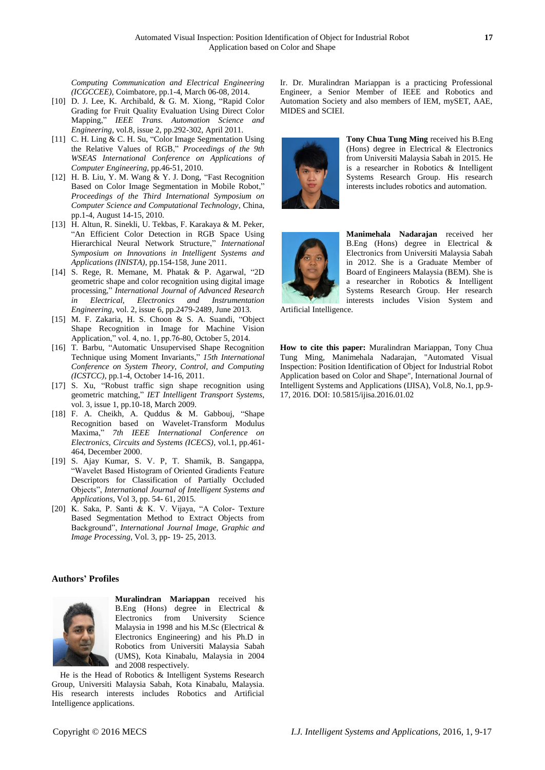*Computing Communication and Electrical Engineering (ICGCCEE)*, Coimbatore, pp.1-4, March 06-08, 2014.

[10] D. J. Lee, K. Archibald, & G. M. Xiong, "Rapid Color Grading for Fruit Quality Evaluation Using Direct Color Mapping," *IEEE Trans. Automation Science and Engineering*, vol.8, issue 2, pp.292-302, April 2011.

[11] C. H. Ling & C. H. Su, "Color Image Segmentation Using the Relative Values of RGB," *Proceedings of the 9th WSEAS International Conference on Applications of Computer Engineering*, pp.46-51, 2010.

[12] H. B. Liu, Y. M. Wang & Y. J. Dong, "Fast Recognition Based on Color Image Segmentation in Mobile Robot," *Proceedings of the Third International Symposium on Computer Science and Computational Technology*, China, pp.1-4, August 14-15, 2010.

[13] H. Altun, R. Sinekli, U. Tekbas, F. Karakaya & M. Peker, "An Efficient Color Detection in RGB Space Using Hierarchical Neural Network Structure," *International Symposium on Innovations in Intelligent Systems and Applications (INISTA)*, pp.154-158, June 2011.

[14] S. Rege, R. Memane, M. Phatak & P. Agarwal, "2D geometric shape and color recognition using digital image processing," *International Journal of Advanced Research in Electrical, Electronics and Instrumentation Engineering*, vol. 2, issue 6, pp.2479-2489, June 2013.

[15] M. F. Zakaria, H. S. Choon & S. A. Suandi, "Object Shape Recognition in Image for Machine Vision Application," vol. 4, no. 1, pp.76-80, October 5, 2014.

[16] T. Barbu, "Automatic Unsupervised Shape Recognition Technique using Moment Invariants," *15th International Conference on System Theory, Control, and Computing (ICSTCC)*, pp.1-4, October 14-16, 2011.

[17] S. Xu, "Robust traffic sign shape recognition using geometric matching," *IET Intelligent Transport Systems*, vol. 3, issue 1, pp.10-18, March 2009.

[18] F. A. Cheikh, A. Quddus & M. Gabbouj, "Shape Recognition based on Wavelet-Transform Modulus Maxima," *7th IEEE International Conference on Electronics, Circuits and Systems (ICECS)*, vol.1, pp.461-464, December 2000.

[19] S. Ajay Kumar, S. V. P, T. Shamik, B. Sangappa, "Wavelet Based Histogram of Oriented Gradients Feature Descriptors for Classification of Partially Occluded Objects", *International Journal of Intelligent Systems and Applications*, Vol 3, pp. 54- 61, 2015.

[20] K. Saka, P. Santi & K. V. Vijaya, "A Color- Texture Based Segmentation Method to Extract Objects from Background", *International Journal Image, Graphic and Image Processing*, Vol. 3, pp- 19- 25, 2013.

**Authors' Profiles**

**Muralindran Mariappan** received his B.Eng (Hons) degree in Electrical & Electronics from University Science Malaysia in 1998 and his M.Sc (Electrical & Electronics Engineering) and his Ph.D in Robotics from Universiti Malaysia Sabah (UMS), Kota Kinabalu, Malaysia in 2004 and 2008 respectively.

He is the Head of Robotics & Intelligent Systems Research Group, Universiti Malaysia Sabah, Kota Kinabalu, Malaysia. His research interests includes Robotics and Artificial Intelligence applications.

Ir. Dr. Muralindran Mariappan is a practicing Professional Engineer, a Senior Member of IEEE and Robotics and Automation Society and also members of IEM, mySET, AAE, MIDES and SCIEI.

**Tony Chua Tung Ming** received his B.Eng (Hons) degree in Electrical & Electronics from Universiti Malaysia Sabah in 2015. He is a researcher in Robotics & Intelligent Systems Research Group. His research interests includes robotics and automation.

**Manimehala Nadarajan** received her B.Eng (Hons) degree in Electrical & Electronics from Universiti Malaysia Sabah in 2012. She is a Graduate Member of Board of Engineers Malaysia (BEM). She is a researcher in Robotics & Intelligent Systems Research Group. Her research interests includes Vision System and Artificial Intelligence.

**How to cite this paper:** Muralindran Mariappan, Tony Chua Tung Ming, Manimehala Nadarajan, "Automated Visual Inspection: Position Identification of Object for Industrial Robot Application based on Color and Shape", International Journal of Intelligent Systems and Applications (IJISA), Vol.8, No.1, pp.9-17, 2016. DOI: 10.5815/ijisa.2016.01.02